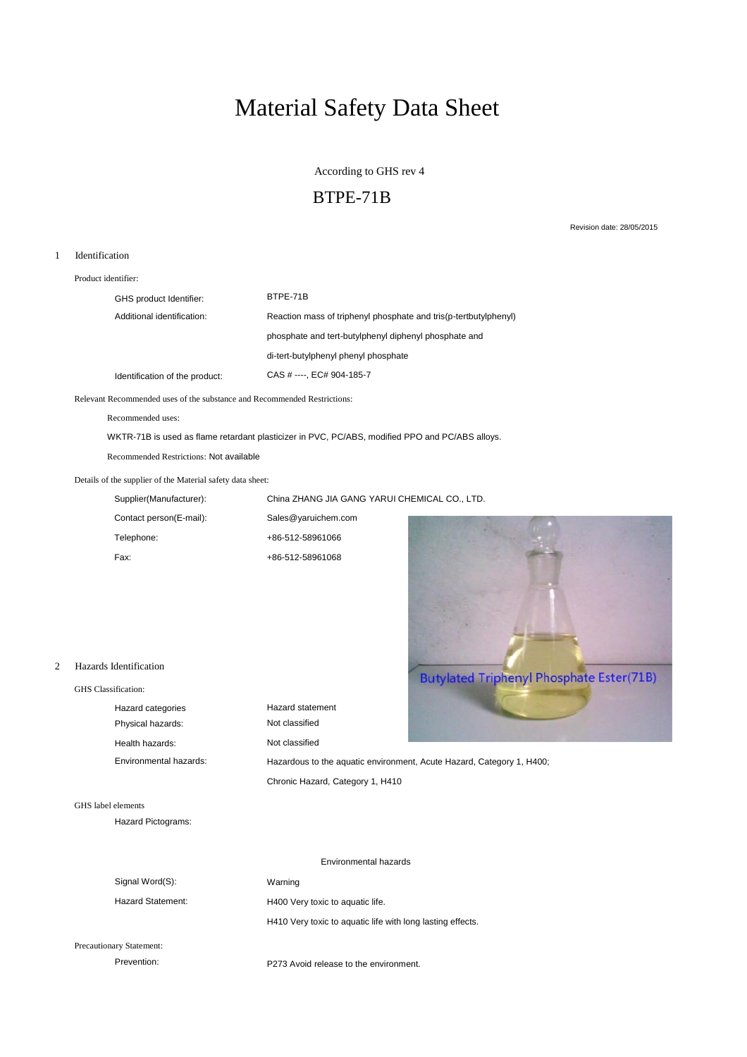# Material Safety Data Sheet

According to GHS rev 4

## BTPE-71B

Revision date: 28/05/2015

## 1 Identification

Product identifier:

| | |
|---|---|
| GHS product Identifier: | BTPE-71B |
| Additional identification: | Reaction mass of triphenyl phosphate and tris(p-tertbutylphenyl) phosphate and tert-butylphenyl diphenyl phosphate and di-tert-butylphenyl phenyl phosphate |
| Identification of the product: | CAS # ----, EC# 904-185-7 |

Relevant Recommended uses of the substance and Recommended Restrictions:

Recommended uses:

WKTR-71B is used as flame retardant plasticizer in PVC, PC/ABS, modified PPO and PC/ABS alloys.

Recommended Restrictions: Not available

Details of the supplier of the Material safety data sheet:

| | |
|---|---|
| Supplier(Manufacturer): | China ZHANG JIA GANG YARUI CHEMICAL CO., LTD. |
| Contact person(E-mail): | Sales@yaruichem.com |
| Telephone: | +86-512-58961066 |
| Fax: | +86-512-58961068 |

Butylated Triphenyl Phosphate Ester(71B)

## 2 Hazards Identification

GHS Classification:

| Hazard categories | Hazard statement |
|---|---|
| Physical hazards: | Not classified |
| Health hazards: | Not classified |
| Environmental hazards: | Hazardous to the aquatic environment, Acute Hazard, Category 1, H400; Chronic Hazard, Category 1, H410 |

GHS label elements

Hazard Pictograms:

Environmental hazards

| | |
|---|---|
| Signal Word(S): | Warning |
| Hazard Statement: | H400 Very toxic to aquatic life. |
| | H410 Very toxic to aquatic life with long lasting effects. |

Precautionary Statement:

| | |
|---|---|
| Prevention: | P273 Avoid release to the environment. |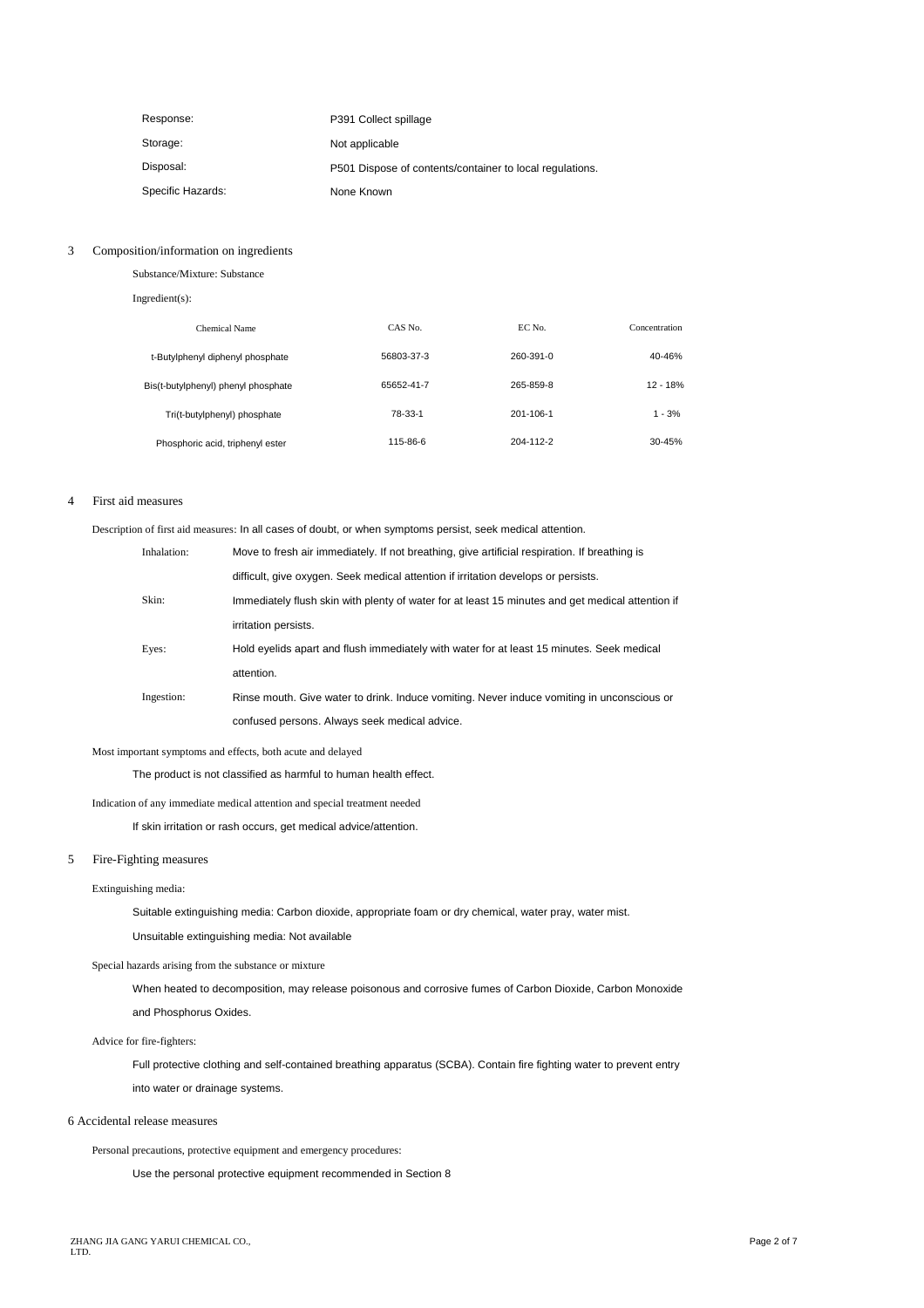| | |
|---|---|
| Response: | P391 Collect spillage |
| Storage: | Not applicable |
| Disposal: | P501 Dispose of contents/container to local regulations. |
| Specific Hazards: | None Known |

## 3 Composition/information on ingredients

Substance/Mixture: Substance

Ingredient(s):

| Chemical Name | CAS No. | EC No. | Concentration |
|---|---|---|---|
| t-Butylphenyl diphenyl phosphate | 56803-37-3 | 260-391-0 | 40-46% |
| Bis(t-butylphenyl) phenyl phosphate | 65652-41-7 | 265-859-8 | 12 - 18% |
| Tri(t-butylphenyl) phosphate | 78-33-1 | 201-106-1 | 1 - 3% |
| Phosphoric acid, triphenyl ester | 115-86-6 | 204-112-2 | 30-45% |

## 4 First aid measures

Description of first aid measures: In all cases of doubt, or when symptoms persist, seek medical attention.

| | |
|---|---|
| Inhalation: | Move to fresh air immediately. If not breathing, give artificial respiration. If breathing is difficult, give oxygen. Seek medical attention if irritation develops or persists. |
| Skin: | Immediately flush skin with plenty of water for at least 15 minutes and get medical attention if irritation persists. |
| Eyes: | Hold eyelids apart and flush immediately with water for at least 15 minutes. Seek medical attention. |
| Ingestion: | Rinse mouth. Give water to drink. Induce vomiting. Never induce vomiting in unconscious or confused persons. Always seek medical advice. |

Most important symptoms and effects, both acute and delayed

The product is not classified as harmful to human health effect.

Indication of any immediate medical attention and special treatment needed

If skin irritation or rash occurs, get medical advice/attention.

## 5 Fire-Fighting measures

Extinguishing media:

Suitable extinguishing media: Carbon dioxide, appropriate foam or dry chemical, water pray, water mist.

Unsuitable extinguishing media: Not available

Special hazards arising from the substance or mixture

When heated to decomposition, may release poisonous and corrosive fumes of Carbon Dioxide, Carbon Monoxide and Phosphorus Oxides.

Advice for fire-fighters:

Full protective clothing and self-contained breathing apparatus (SCBA). Contain fire fighting water to prevent entry into water or drainage systems.

## 6 Accidental release measures

Personal precautions, protective equipment and emergency procedures:

Use the personal protective equipment recommended in Section 8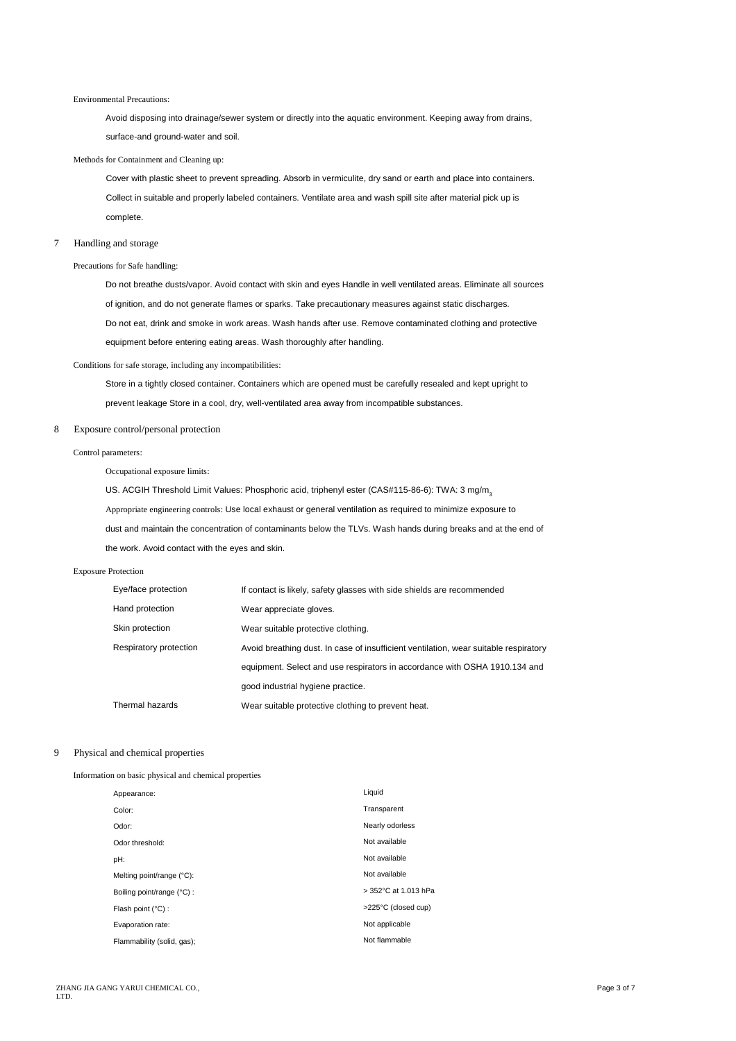Environmental Precautions:

Avoid disposing into drainage/sewer system or directly into the aquatic environment. Keeping away from drains, surface-and ground-water and soil.

Methods for Containment and Cleaning up:

Cover with plastic sheet to prevent spreading. Absorb in vermiculite, dry sand or earth and place into containers. Collect in suitable and properly labeled containers. Ventilate area and wash spill site after material pick up is complete.

## 7 Handling and storage

Precautions for Safe handling:

Do not breathe dusts/vapor. Avoid contact with skin and eyes Handle in well ventilated areas. Eliminate all sources of ignition, and do not generate flames or sparks. Take precautionary measures against static discharges. Do not eat, drink and smoke in work areas. Wash hands after use. Remove contaminated clothing and protective equipment before entering eating areas. Wash thoroughly after handling.

Conditions for safe storage, including any incompatibilities:

Store in a tightly closed container. Containers which are opened must be carefully resealed and kept upright to prevent leakage Store in a cool, dry, well-ventilated area away from incompatible substances.

## 8 Exposure control/personal protection

Control parameters:

Occupational exposure limits:

US. ACGIH Threshold Limit Values: Phosphoric acid, triphenyl ester (CAS#115-86-6): TWA: 3 $mg/m_3$

Appropriate engineering controls: Use local exhaust or general ventilation as required to minimize exposure to dust and maintain the concentration of contaminants below the TLVs. Wash hands during breaks and at the end of the work. Avoid contact with the eyes and skin.

Exposure Protection

| | |
|---|---|
| Eye/face protection | If contact is likely, safety glasses with side shields are recommended |
| Hand protection | Wear appreciate gloves. |
| Skin protection | Wear suitable protective clothing. |
| Respiratory protection | Avoid breathing dust. In case of insufficient ventilation, wear suitable respiratory equipment. Select and use respirators in accordance with OSHA 1910.134 and good industrial hygiene practice. |
| Thermal hazards | Wear suitable protective clothing to prevent heat. |

## 9 Physical and chemical properties

Information on basic physical and chemical properties

| | |
|---|---|
| Appearance: | Liquid |
| Color: | Transparent |
| Odor: | Nearly odorless |
| Odor threshold: | Not available |
| pH: | Not available |
| Melting point/range (°C): | Not available |
| Boiling point/range (°C) : | > 352°C at 1.013 hPa |
| Flash point (°C) : | >225°C (closed cup) |
| Evaporation rate: | Not applicable |
| Flammability (solid, gas); | Not flammable |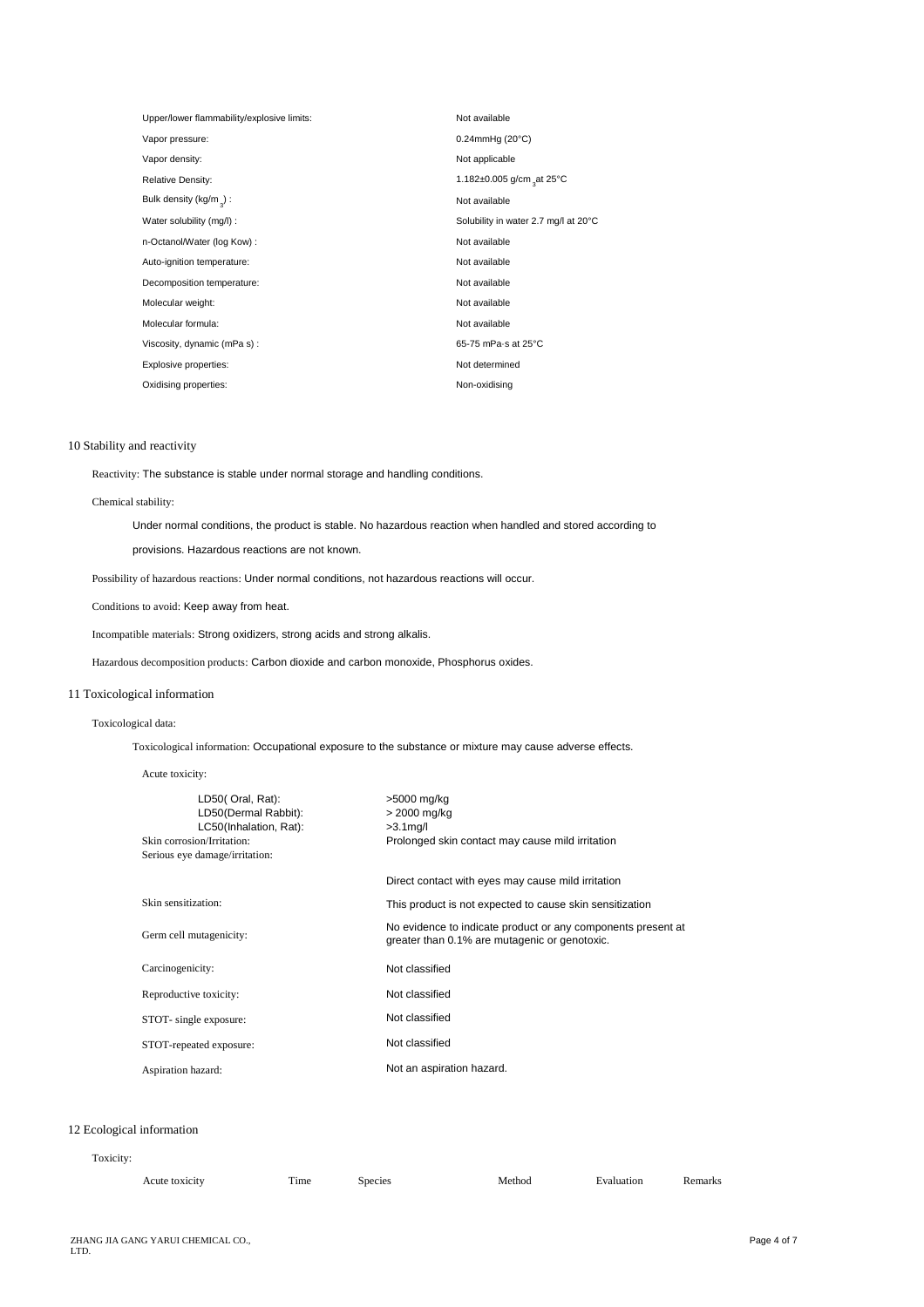| | |
|---|---|
| Upper/lower flammability/explosive limits: | Not available |
| Vapor pressure: | 0.24mmHg (20°C) |
| Vapor density: | Not applicable |
| Relative Density: | 1.182±0.005 g/cm$^3$ at 25°C |
| Bulk density (kg/m$^3$) : | Not available |
| Water solubility (mg/l) : | Solubility in water 2.7 mg/l at 20°C |
| n-Octanol/Water (log Kow) : | Not available |
| Auto-ignition temperature: | Not available |
| Decomposition temperature: | Not available |
| Molecular weight: | Not available |
| Molecular formula: | Not available |
| Viscosity, dynamic (mPa s) : | 65-75 mPa·s at 25°C |
| Explosive properties: | Not determined |
| Oxidising properties: | Non-oxidising |

## 10 Stability and reactivity

Reactivity: The substance is stable under normal storage and handling conditions.

Chemical stability:

Under normal conditions, the product is stable. No hazardous reaction when handled and stored according to provisions. Hazardous reactions are not known.

Possibility of hazardous reactions: Under normal conditions, not hazardous reactions will occur.

Conditions to avoid: Keep away from heat.

Incompatible materials: Strong oxidizers, strong acids and strong alkalis.

Hazardous decomposition products: Carbon dioxide and carbon monoxide, Phosphorus oxides.

## 11 Toxicological information

Toxicological data:

Toxicological information: Occupational exposure to the substance or mixture may cause adverse effects.

Acute toxicity:

| | |
|---|---|
| LD50( Oral, Rat): | >5000 mg/kg |
| LD50(Dermal Rabbit): | > 2000 mg/kg |
| LC50(Inhalation, Rat): | >3.1mg/l |
| Skin corrosion/Irritation: | Prolonged skin contact may cause mild irritation |
| Serious eye damage/irritation: | Direct contact with eyes may cause mild irritation |
| Skin sensitization: | This product is not expected to cause skin sensitization |
| Germ cell mutagenicity: | No evidence to indicate product or any components present at greater than 0.1% are mutagenic or genotoxic. |
| Carcinogenicity: | Not classified |
| Reproductive toxicity: | Not classified |
| STOT- single exposure: | Not classified |
| STOT-repeated exposure: | Not classified |
| Aspiration hazard: | Not an aspiration hazard. |

## 12 Ecological information

Toxicity:

| Acute toxicity | Time | Species | Method | Evaluation | Remarks |
|---|---|---|---|---|---|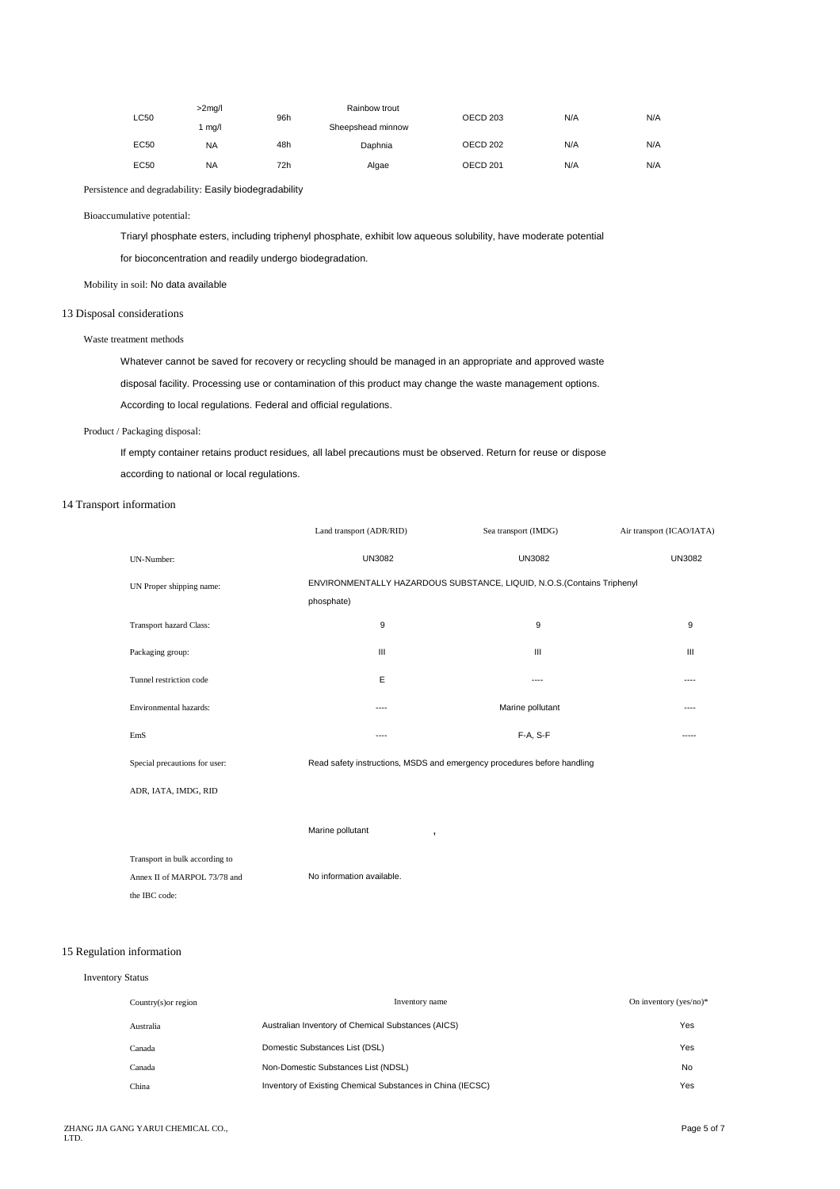| | | | | | | |
|---|---|---|---|---|---|---|
| LC50 | >2mg/l<br>1 mg/l | 96h | Rainbow trout<br>Sheepshead minnow | OECD 203 | N/A | N/A |
| EC50 | NA | 48h | Daphnia | OECD 202 | N/A | N/A |
| EC50 | NA | 72h | Algae | OECD 201 | N/A | N/A |

Persistence and degradability: Easily biodegradability

Bioaccumulative potential:

Triaryl phosphate esters, including triphenyl phosphate, exhibit low aqueous solubility, have moderate potential for bioconcentration and readily undergo biodegradation.

Mobility in soil: No data available

## 13 Disposal considerations

Waste treatment methods

Whatever cannot be saved for recovery or recycling should be managed in an appropriate and approved waste disposal facility. Processing use or contamination of this product may change the waste management options. According to local regulations. Federal and official regulations.

Product / Packaging disposal:

If empty container retains product residues, all label precautions must be observed. Return for reuse or dispose according to national or local regulations.

## 14 Transport information

| | Land transport (ADR/RID) | Sea transport (IMDG) | Air transport (ICAO/IATA) |
|---|---|---|---|
| UN-Number: | UN3082 | UN3082 | UN3082 |
| UN Proper shipping name: | ENVIRONMENTALLY HAZARDOUS SUBSTANCE, LIQUID, N.O.S.(Contains Triphenyl phosphate) | | |
| Transport hazard Class: | 9 | 9 | 9 |
| Packaging group: | III | III | III |
| Tunnel restriction code | E | ---- | ---- |
| Environmental hazards: | ---- | Marine pollutant | ---- |
| EmS | ---- | F-A, S-F | ----- |
| Special precautions for user: | Read safety instructions, MSDS and emergency procedures before handling | | |
| ADR, IATA, IMDG, RID | | | |
| | Marine pollutant , | | |
| Transport in bulk according to Annex II of MARPOL 73/78 and the IBC code: | No information available. | | |

## 15 Regulation information

Inventory Status

| Country(s)or region | Inventory name | On inventory (yes/no)* |
|---|---|---|
| Australia | Australian Inventory of Chemical Substances (AICS) | Yes |
| Canada | Domestic Substances List (DSL) | Yes |
| Canada | Non-Domestic Substances List (NDSL) | No |
| China | Inventory of Existing Chemical Substances in China (IECSC) | Yes |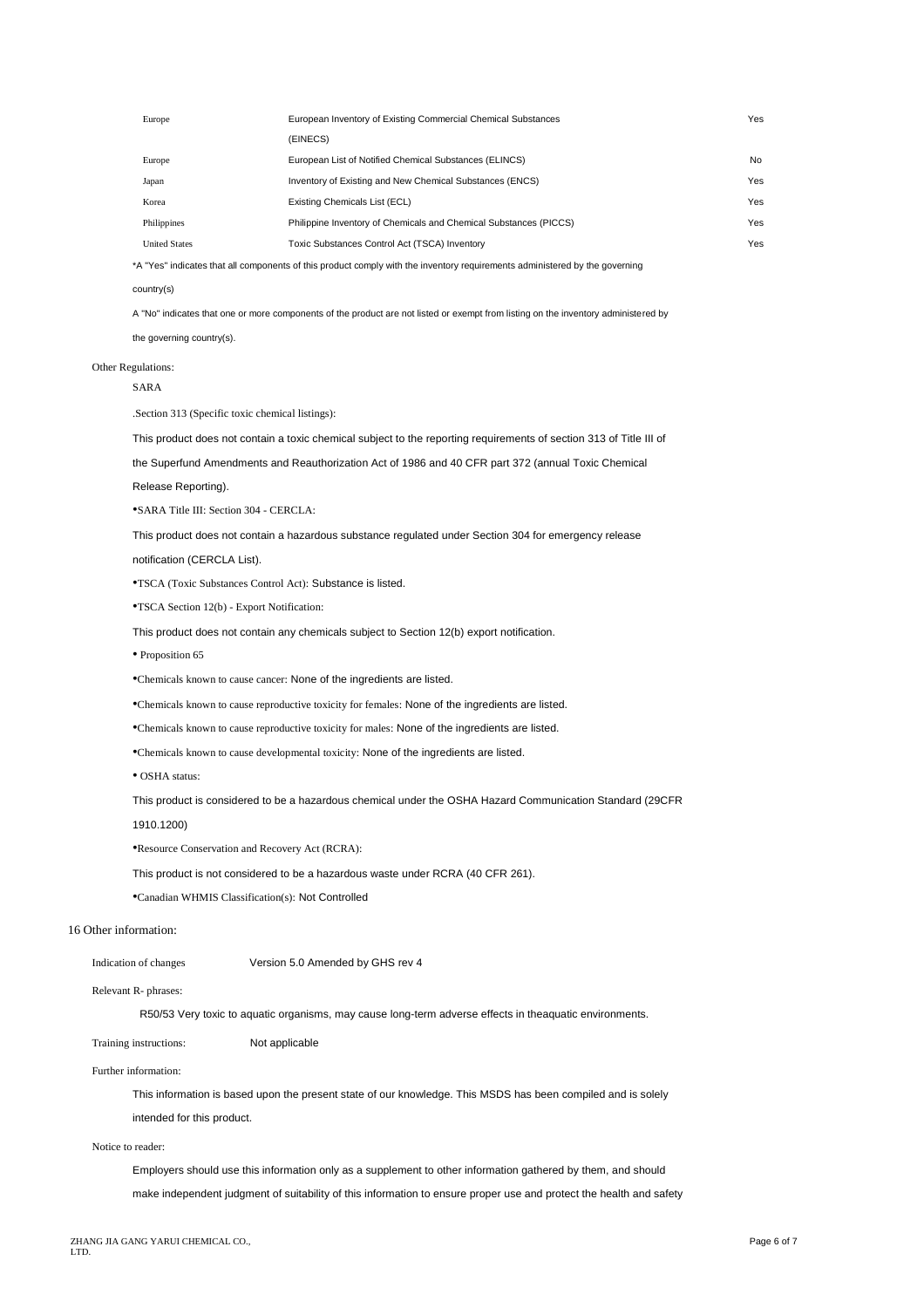| | | |
|---|---|---|
| Europe | European Inventory of Existing Commercial Chemical Substances (EINECS) | Yes |
| Europe | European List of Notified Chemical Substances (ELINCS) | No |
| Japan | Inventory of Existing and New Chemical Substances (ENCS) | Yes |
| Korea | Existing Chemicals List (ECL) | Yes |
| Philippines | Philippine Inventory of Chemicals and Chemical Substances (PICCS) | Yes |
| United States | Toxic Substances Control Act (TSCA) Inventory | Yes |

*A "Yes" indicates that all components of this product comply with the inventory requirements administered by the governing country(s)

A "No" indicates that one or more components of the product are not listed or exempt from listing on the inventory administered by the governing country(s).

Other Regulations:

SARA

.Section 313 (Specific toxic chemical listings):

This product does not contain a toxic chemical subject to the reporting requirements of section 313 of Title III of the Superfund Amendments and Reauthorization Act of 1986 and 40 CFR part 372 (annual Toxic Chemical Release Reporting).

•SARA Title III: Section 304 - CERCLA:

This product does not contain a hazardous substance regulated under Section 304 for emergency release notification (CERCLA List).

•TSCA (Toxic Substances Control Act): Substance is listed.

•TSCA Section 12(b) - Export Notification:

This product does not contain any chemicals subject to Section 12(b) export notification.

• Proposition 65

•Chemicals known to cause cancer: None of the ingredients are listed.

•Chemicals known to cause reproductive toxicity for females: None of the ingredients are listed.

•Chemicals known to cause reproductive toxicity for males: None of the ingredients are listed.

•Chemicals known to cause developmental toxicity: None of the ingredients are listed.

• OSHA status:

This product is considered to be a hazardous chemical under the OSHA Hazard Communication Standard (29CFR 1910.1200)

•Resource Conservation and Recovery Act (RCRA):

This product is not considered to be a hazardous waste under RCRA (40 CFR 261).

•Canadian WHMIS Classification(s): Not Controlled

## 16 Other information:

Indication of changes Version 5.0 Amended by GHS rev 4

Relevant R- phrases:

R50/53 Very toxic to aquatic organisms, may cause long-term adverse effects in theaquatic environments.

Training instructions: Not applicable

Further information:

This information is based upon the present state of our knowledge. This MSDS has been compiled and is solely intended for this product.

Notice to reader:

Employers should use this information only as a supplement to other information gathered by them, and should make independent judgment of suitability of this information to ensure proper use and protect the health and safety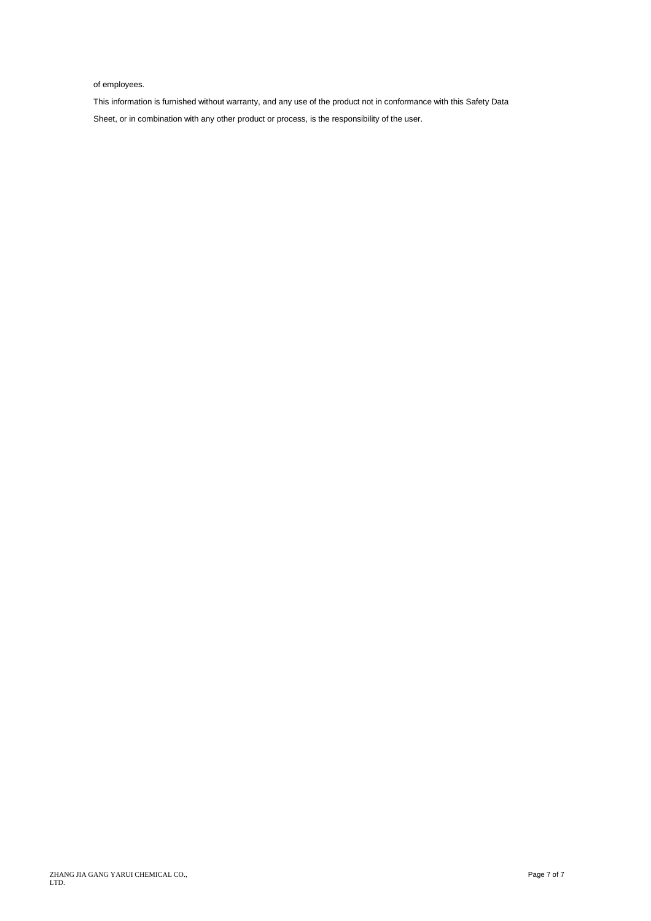of employees.

This information is furnished without warranty, and any use of the product not in conformance with this Safety Data Sheet, or in combination with any other product or process, is the responsibility of the user.